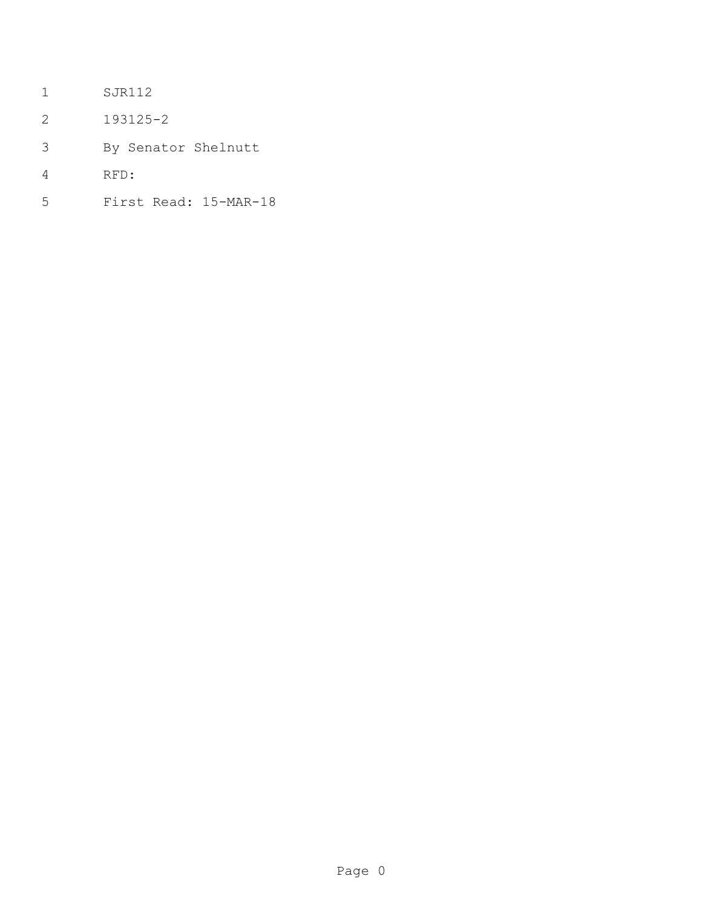SJR112

193125-2

By Senator Shelnutt

RFD:

First Read: 15-MAR-18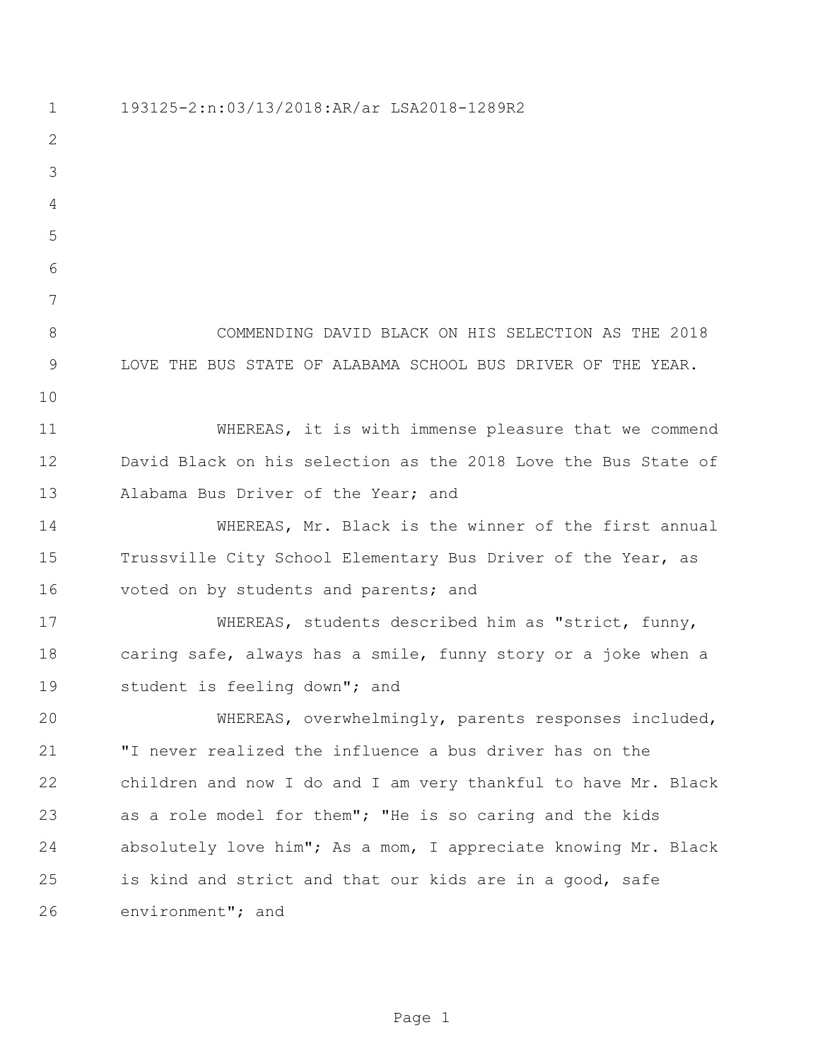193125-2:n:03/13/2018:AR/ar LSA2018-1289R2

COMMENDING DAVID BLACK ON HIS SELECTION AS THE 2018 LOVE THE BUS STATE OF ALABAMA SCHOOL BUS DRIVER OF THE YEAR.

WHEREAS, it is with immense pleasure that we commend David Black on his selection as the 2018 Love the Bus State of Alabama Bus Driver of the Year; and

WHEREAS, Mr. Black is the winner of the first annual Trussville City School Elementary Bus Driver of the Year, as voted on by students and parents; and

WHEREAS, students described him as "strict, funny, caring safe, always has a smile, funny story or a joke when a student is feeling down"; and

WHEREAS, overwhelmingly, parents responses included, "I never realized the influence a bus driver has on the children and now I do and I am very thankful to have Mr. Black as a role model for them"; "He is so caring and the kids absolutely love him"; As a mom, I appreciate knowing Mr. Black is kind and strict and that our kids are in a good, safe environment"; and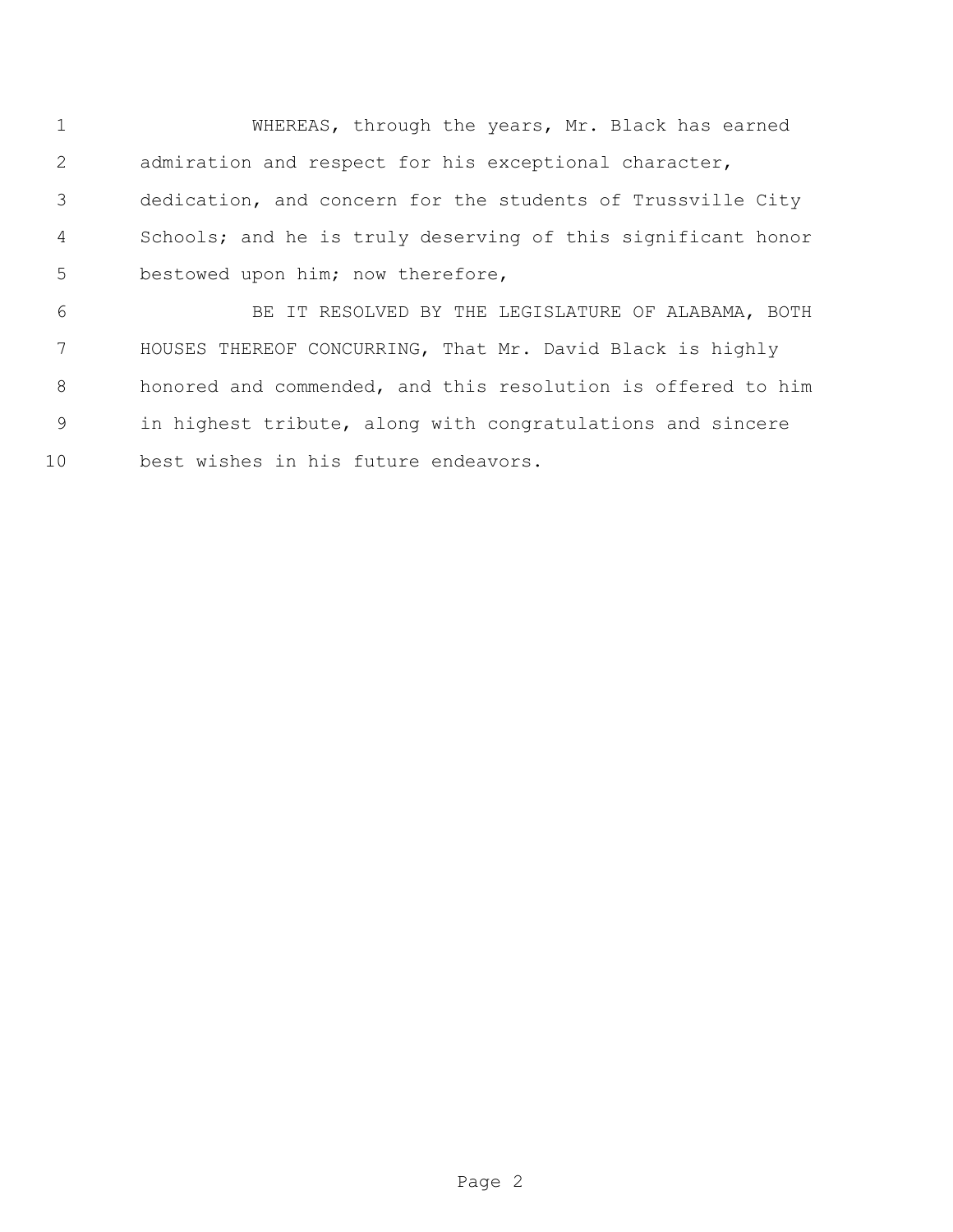WHEREAS, through the years, Mr. Black has earned admiration and respect for his exceptional character, dedication, and concern for the students of Trussville City Schools; and he is truly deserving of this significant honor bestowed upon him; now therefore,

BE IT RESOLVED BY THE LEGISLATURE OF ALABAMA, BOTH HOUSES THEREOF CONCURRING, That Mr. David Black is highly honored and commended, and this resolution is offered to him in highest tribute, along with congratulations and sincere best wishes in his future endeavors.